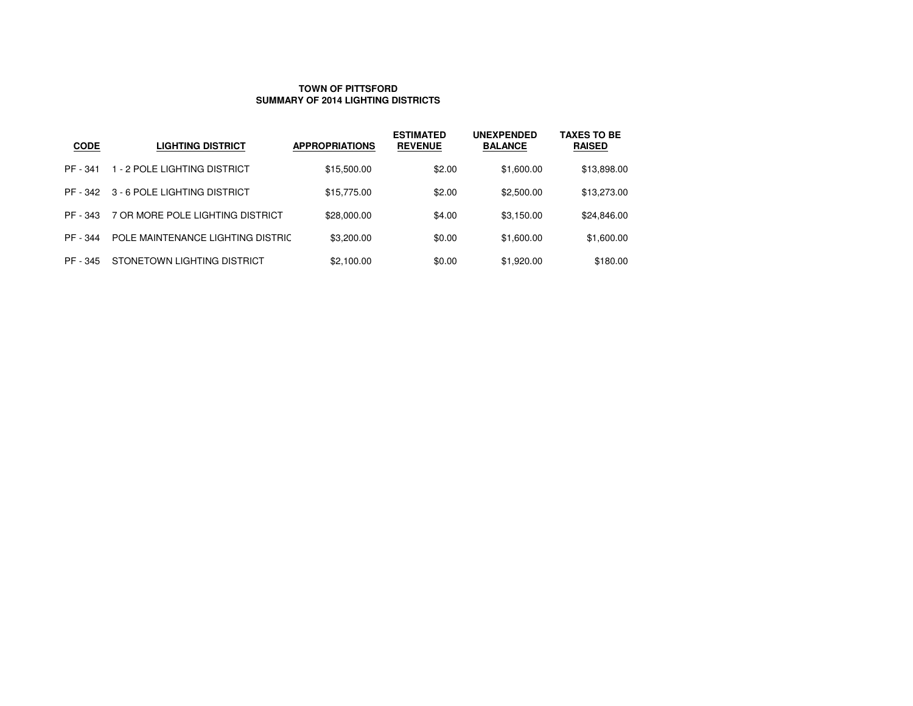# TOWN OF PITTSFORD
## SUMMARY OF 2014 LIGHTING DISTRICTS

| CODE | LIGHTING DISTRICT | APPROPRIATIONS | ESTIMATED REVENUE | UNEXPENDED BALANCE | TAXES TO BE RAISED |
|---|---|---|---|---|---|
| PF - 341 | 1 - 2 POLE LIGHTING DISTRICT | $15,500.00 | $2.00 | $1,600.00 | $13,898.00 |
| PF - 342 | 3 - 6 POLE LIGHTING DISTRICT | $15,775.00 | $2.00 | $2,500.00 | $13,273.00 |
| PF - 343 | 7 OR MORE POLE LIGHTING DISTRICT | $28,000.00 | $4.00 | $3,150.00 | $24,846.00 |
| PF - 344 | POLE MAINTENANCE LIGHTING DISTRIC | $3,200.00 | $0.00 | $1,600.00 | $1,600.00 |
| PF - 345 | STONETOWN LIGHTING DISTRICT | $2,100.00 | $0.00 | $1,920.00 | $180.00 |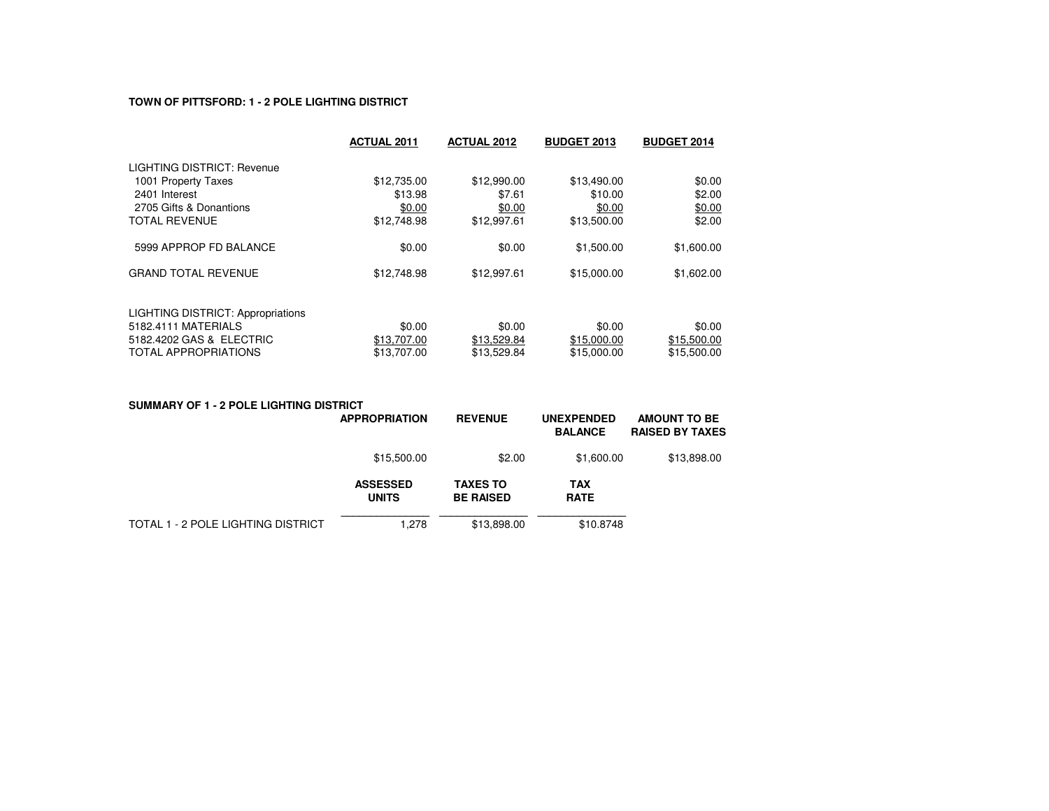**TOWN OF PITTSFORD: 1 - 2 POLE LIGHTING DISTRICT**

| | ACTUAL 2011 | ACTUAL 2012 | BUDGET 2013 | BUDGET 2014 |
|---|---|---|---|---|
| LIGHTING DISTRICT: Revenue | | | | |
| 1001 Property Taxes | $12,735.00 | $12,990.00 | $13,490.00 | $0.00 |
| 2401 Interest | $13.98 | $7.61 | $10.00 | $2.00 |
| 2705 Gifts & Donantions | $0.00 | $0.00 | $0.00 | $0.00 |
| TOTAL REVENUE | $12,748.98 | $12,997.61 | $13,500.00 | $2.00 |
| 5999 APPROP FD BALANCE | $0.00 | $0.00 | $1,500.00 | $1,600.00 |
| GRAND TOTAL REVENUE | $12,748.98 | $12,997.61 | $15,000.00 | $1,602.00 |
| LIGHTING DISTRICT: Appropriations | | | | |
| 5182.4111 MATERIALS | $0.00 | $0.00 | $0.00 | $0.00 |
| 5182.4202 GAS & ELECTRIC | $13,707.00 | $13,529.84 | $15,000.00 | $15,500.00 |
| TOTAL APPROPRIATIONS | $13,707.00 | $13,529.84 | $15,000.00 | $15,500.00 |

**SUMMARY OF 1 - 2 POLE LIGHTING DISTRICT**

| | APPROPRIATION | REVENUE | UNEXPENDED BALANCE | AMOUNT TO BE RAISED BY TAXES |
|---|---|---|---|---|
| | $15,500.00 | $2.00 | $1,600.00 | $13,898.00 |

| | ASSESSED UNITS | TAXES TO BE RAISED | TAX RATE |
|---|---|---|---|
| TOTAL 1 - 2 POLE LIGHTING DISTRICT | 1,278 | $13,898.00 | $10.8748 |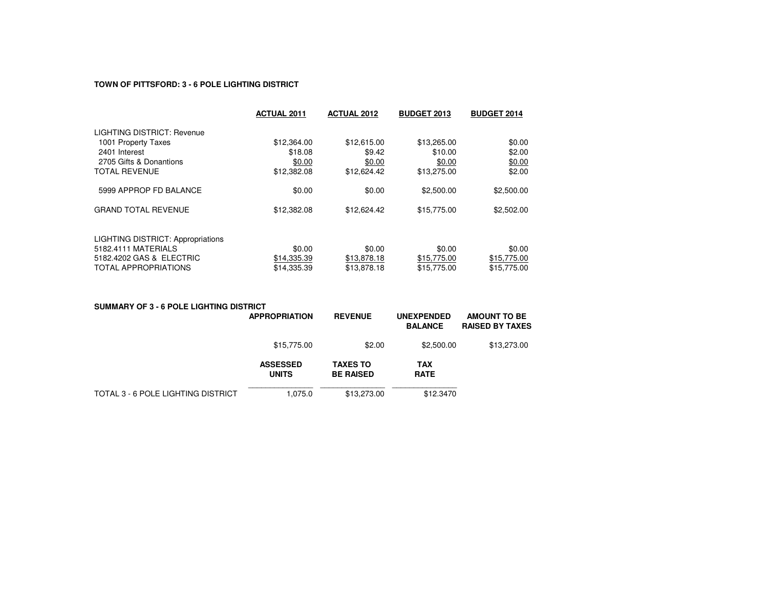**TOWN OF PITTSFORD: 3 - 6 POLE LIGHTING DISTRICT**

| | **ACTUAL 2011** | **ACTUAL 2012** | **BUDGET 2013** | **BUDGET 2014** |
|---|---|---|---|---|
| LIGHTING DISTRICT: Revenue | | | | |
| 1001 Property Taxes | $12,364.00 | $12,615.00 | $13,265.00 | $0.00 |
| 2401 Interest | $18.08 | $9.42 | $10.00 | $2.00 |
| 2705 Gifts & Donantions | $0.00 | $0.00 | $0.00 | $0.00 |
| TOTAL REVENUE | $12,382.08 | $12,624.42 | $13,275.00 | $2.00 |
| 5999 APPROP FD BALANCE | $0.00 | $0.00 | $2,500.00 | $2,500.00 |
| GRAND TOTAL REVENUE | $12,382.08 | $12,624.42 | $15,775.00 | $2,502.00 |
| LIGHTING DISTRICT: Appropriations | | | | |
| 5182.4111 MATERIALS | $0.00 | $0.00 | $0.00 | $0.00 |
| 5182.4202 GAS & ELECTRIC | $14,335.39 | $13,878.18 | $15,775.00 | $15,775.00 |
| TOTAL APPROPRIATIONS | $14,335.39 | $13,878.18 | $15,775.00 | $15,775.00 |

**SUMMARY OF 3 - 6 POLE LIGHTING DISTRICT**

| | **APPROPRIATION** | **REVENUE** | **UNEXPENDED BALANCE** | **AMOUNT TO BE RAISED BY TAXES** |
|---|---|---|---|---|
| | $15,775.00 | $2.00 | $2,500.00 | $13,273.00 |

| | **ASSESSED UNITS** | **TAXES TO BE RAISED** | **TAX RATE** |
|---|---|---|---|
| TOTAL 3 - 6 POLE LIGHTING DISTRICT | 1,075.0 | $13,273.00 | $12.3470 |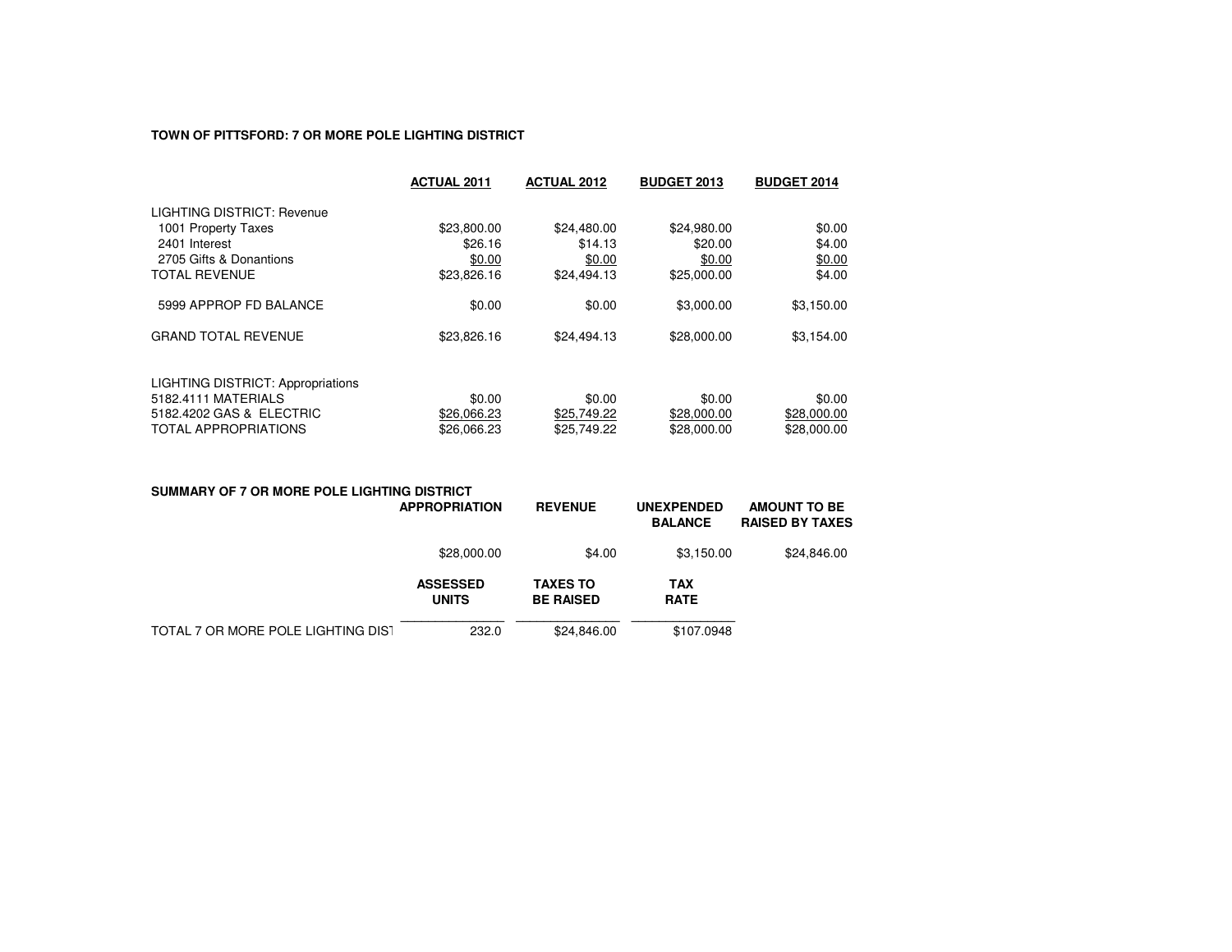**TOWN OF PITTSFORD: 7 OR MORE POLE LIGHTING DISTRICT**

| | ACTUAL 2011 | ACTUAL 2012 | BUDGET 2013 | BUDGET 2014 |
|---|---|---|---|---|
| LIGHTING DISTRICT: Revenue | | | | |
| 1001 Property Taxes | $23,800.00 | $24,480.00 | $24,980.00 | $0.00 |
| 2401 Interest | $26.16 | $14.13 | $20.00 | $4.00 |
| 2705 Gifts & Donantions | $0.00 | $0.00 | $0.00 | $0.00 |
| TOTAL REVENUE | $23,826.16 | $24,494.13 | $25,000.00 | $4.00 |
| 5999 APPROP FD BALANCE | $0.00 | $0.00 | $3,000.00 | $3,150.00 |
| GRAND TOTAL REVENUE | $23,826.16 | $24,494.13 | $28,000.00 | $3,154.00 |
| LIGHTING DISTRICT: Appropriations | | | | |
| 5182.4111 MATERIALS | $0.00 | $0.00 | $0.00 | $0.00 |
| 5182.4202 GAS & ELECTRIC | $26,066.23 | $25,749.22 | $28,000.00 | $28,000.00 |
| TOTAL APPROPRIATIONS | $26,066.23 | $25,749.22 | $28,000.00 | $28,000.00 |

**SUMMARY OF 7 OR MORE POLE LIGHTING DISTRICT**

| APPROPRIATION | REVENUE | UNEXPENDED BALANCE | AMOUNT TO BE RAISED BY TAXES |
|---|---|---|---|
| $28,000.00 | $4.00 | $3,150.00 | $24,846.00 |

| | ASSESSED UNITS | TAXES TO BE RAISED | TAX RATE |
|---|---|---|---|
| TOTAL 7 OR MORE POLE LIGHTING DIST | 232.0 | $24,846.00 | $107.0948 |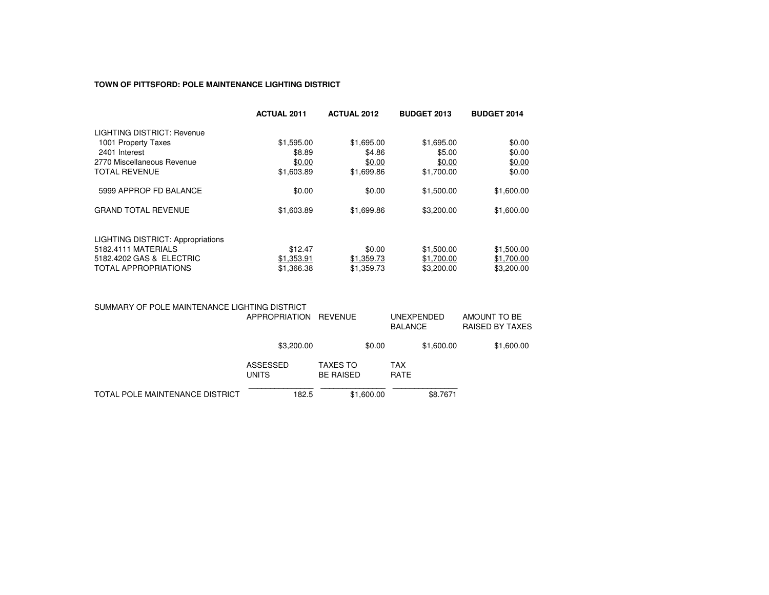**TOWN OF PITTSFORD: POLE MAINTENANCE LIGHTING DISTRICT**

| | **ACTUAL 2011** | **ACTUAL 2012** | **BUDGET 2013** | **BUDGET 2014** |
|---|---|---|---|---|
| LIGHTING DISTRICT: Revenue | | | | |
| 1001 Property Taxes | $1,595.00 | $1,695.00 | $1,695.00 | $0.00 |
| 2401 Interest | $8.89 | $4.86 | $5.00 | $0.00 |
| 2770 Miscellaneous Revenue | $0.00 | $0.00 | $0.00 | $0.00 |
| TOTAL REVENUE | $1,603.89 | $1,699.86 | $1,700.00 | $0.00 |
| 5999 APPROP FD BALANCE | $0.00 | $0.00 | $1,500.00 | $1,600.00 |
| GRAND TOTAL REVENUE | $1,603.89 | $1,699.86 | $3,200.00 | $1,600.00 |
| LIGHTING DISTRICT: Appropriations | | | | |
| 5182.4111 MATERIALS | $12.47 | $0.00 | $1,500.00 | $1,500.00 |
| 5182.4202 GAS & ELECTRIC | $1,353.91 | $1,359.73 | $1,700.00 | $1,700.00 |
| TOTAL APPROPRIATIONS | $1,366.38 | $1,359.73 | $3,200.00 | $3,200.00 |

SUMMARY OF POLE MAINTENANCE LIGHTING DISTRICT

| | APPROPRIATION | REVENUE | UNEXPENDED BALANCE | AMOUNT TO BE RAISED BY TAXES |
|---|---|---|---|---|
| | $3,200.00 | $0.00 | $1,600.00 | $1,600.00 |

| | ASSESSED UNITS | TAXES TO BE RAISED | TAX RATE |
|---|---|---|---|
| TOTAL POLE MAINTENANCE DISTRICT | 182.5 | $1,600.00 | $8.7671 |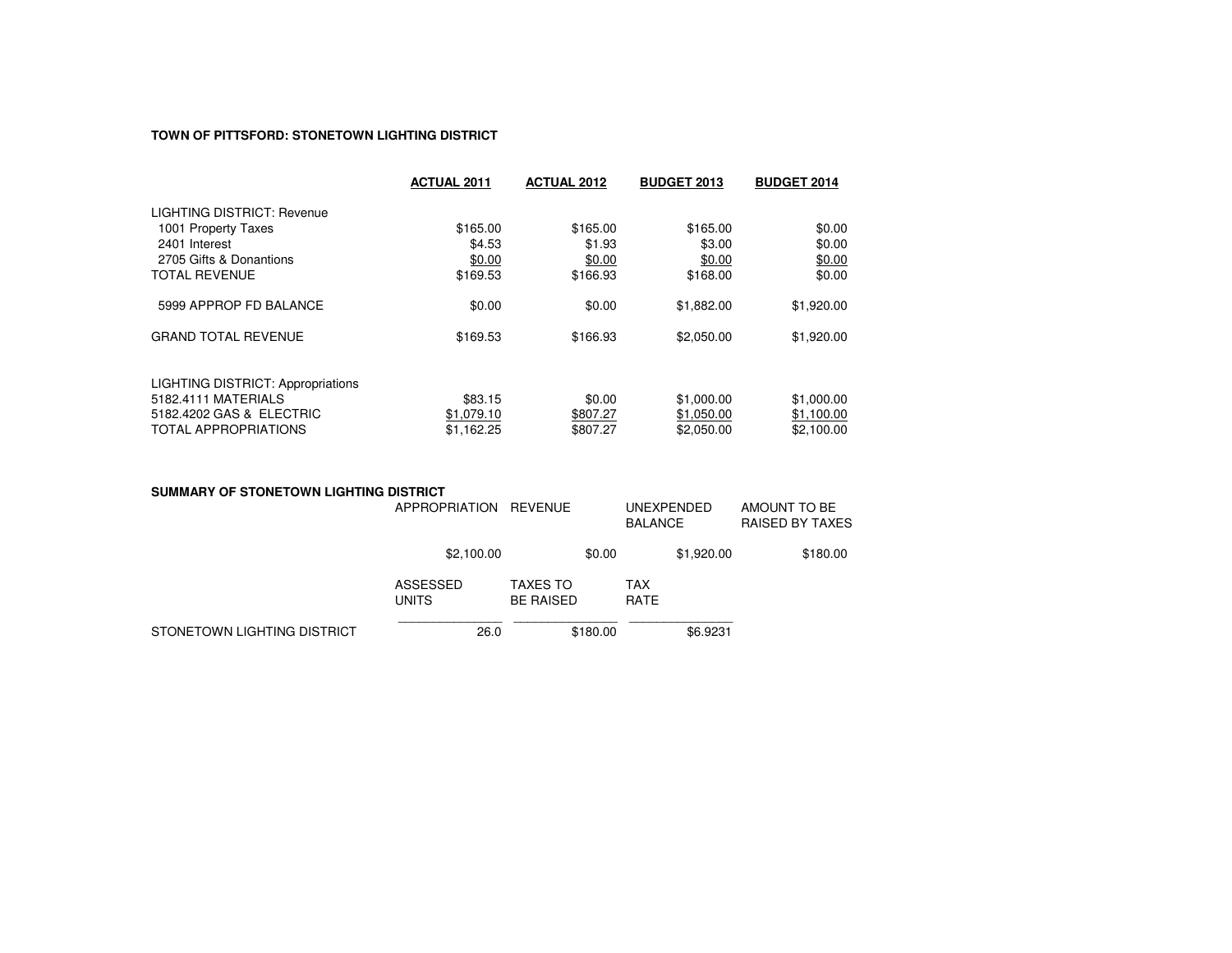**TOWN OF PITTSFORD: STONETOWN LIGHTING DISTRICT**

| | ACTUAL 2011 | ACTUAL 2012 | BUDGET 2013 | BUDGET 2014 |
|---|---|---|---|---|
| LIGHTING DISTRICT: Revenue | | | | |
| 1001 Property Taxes | $165.00 | $165.00 | $165.00 | $0.00 |
| 2401 Interest | $4.53 | $1.93 | $3.00 | $0.00 |
| 2705 Gifts & Donantions | $0.00 | $0.00 | $0.00 | $0.00 |
| TOTAL REVENUE | $169.53 | $166.93 | $168.00 | $0.00 |
| 5999 APPROP FD BALANCE | $0.00 | $0.00 | $1,882.00 | $1,920.00 |
| GRAND TOTAL REVENUE | $169.53 | $166.93 | $2,050.00 | $1,920.00 |
| LIGHTING DISTRICT: Appropriations | | | | |
| 5182.4111 MATERIALS | $83.15 | $0.00 | $1,000.00 | $1,000.00 |
| 5182.4202 GAS & ELECTRIC | $1,079.10 | $807.27 | $1,050.00 | $1,100.00 |
| TOTAL APPROPRIATIONS | $1,162.25 | $807.27 | $2,050.00 | $2,100.00 |

**SUMMARY OF STONETOWN LIGHTING DISTRICT**

| APPROPRIATION | REVENUE | UNEXPENDED BALANCE | AMOUNT TO BE RAISED BY TAXES |
|---|---|---|---|
| $2,100.00 | $0.00 | $1,920.00 | $180.00 |

| | ASSESSED UNITS | TAXES TO BE RAISED | TAX RATE |
|---|---|---|---|
| STONETOWN LIGHTING DISTRICT | 26.0 | $180.00 | $6.9231 |